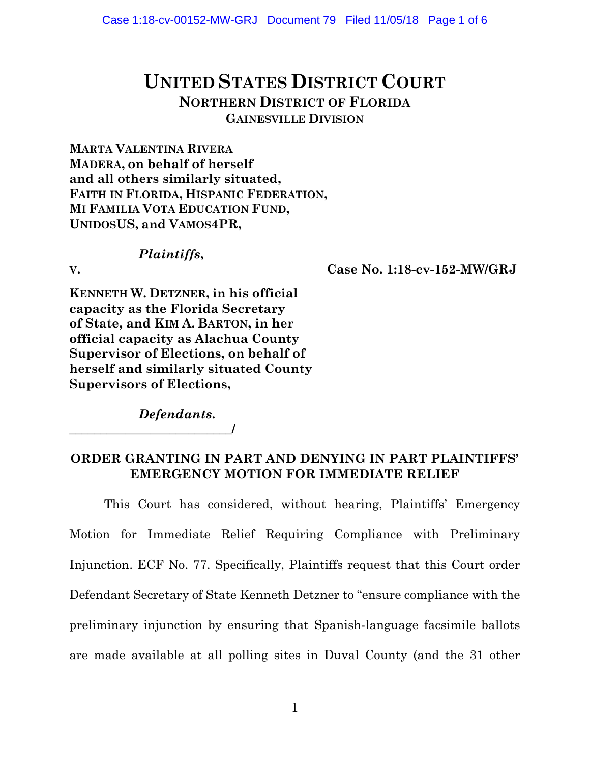# UNITED STATES DISTRICT COURT
## NORTHERN DISTRICT OF FLORIDA
### GAINESVILLE DIVISION

**MARTA VALENTINA RIVERA MADERA, on behalf of herself and all others similarly situated, FAITH IN FLORIDA, HISPANIC FEDERATION, MI FAMILIA VOTA EDUCATION FUND, UNIDOSUS, and VAMOS4PR,**

***Plaintiffs*,**

**V.** **Case No. 1:18-cv-152-MW/GRJ**

**KENNETH W. DETZNER, in his official capacity as the Florida Secretary of State, and KIM A. BARTON, in her official capacity as Alachua County Supervisor of Elections, on behalf of herself and similarly situated County Supervisors of Elections,**

***Defendants.***
**_________________________/**

**ORDER GRANTING IN PART AND DENYING IN PART PLAINTIFFS' EMERGENCY MOTION FOR IMMEDIATE RELIEF**

This Court has considered, without hearing, Plaintiffs' Emergency Motion for Immediate Relief Requiring Compliance with Preliminary Injunction. ECF No. 77. Specifically, Plaintiffs request that this Court order Defendant Secretary of State Kenneth Detzner to "ensure compliance with the preliminary injunction by ensuring that Spanish-language facsimile ballots are made available at all polling sites in Duval County (and the 31 other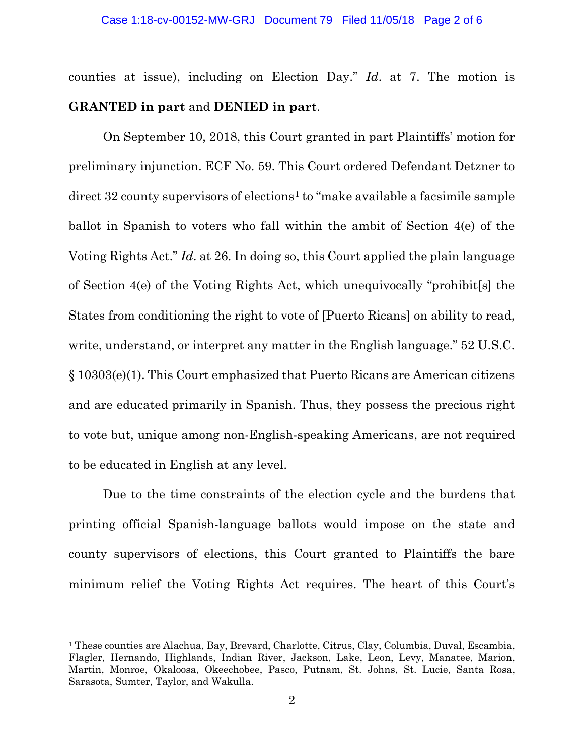counties at issue), including on Election Day." *Id*. at 7. The motion is **GRANTED in part** and **DENIED in part**.

On September 10, 2018, this Court granted in part Plaintiffs' motion for preliminary injunction. ECF No. 59. This Court ordered Defendant Detzner to direct 32 county supervisors of elections[1] to "make available a facsimile sample ballot in Spanish to voters who fall within the ambit of Section 4(e) of the Voting Rights Act." *Id*. at 26. In doing so, this Court applied the plain language of Section 4(e) of the Voting Rights Act, which unequivocally "prohibit[s] the States from conditioning the right to vote of [Puerto Ricans] on ability to read, write, understand, or interpret any matter in the English language." 52 U.S.C. § 10303(e)(1). This Court emphasized that Puerto Ricans are American citizens and are educated primarily in Spanish. Thus, they possess the precious right to vote but, unique among non-English-speaking Americans, are not required to be educated in English at any level.

Due to the time constraints of the election cycle and the burdens that printing official Spanish-language ballots would impose on the state and county supervisors of elections, this Court granted to Plaintiffs the bare minimum relief the Voting Rights Act requires. The heart of this Court's

---

[1] These counties are Alachua, Bay, Brevard, Charlotte, Citrus, Clay, Columbia, Duval, Escambia, Flagler, Hernando, Highlands, Indian River, Jackson, Lake, Leon, Levy, Manatee, Marion, Martin, Monroe, Okaloosa, Okeechobee, Pasco, Putnam, St. Johns, St. Lucie, Santa Rosa, Sarasota, Sumter, Taylor, and Wakulla.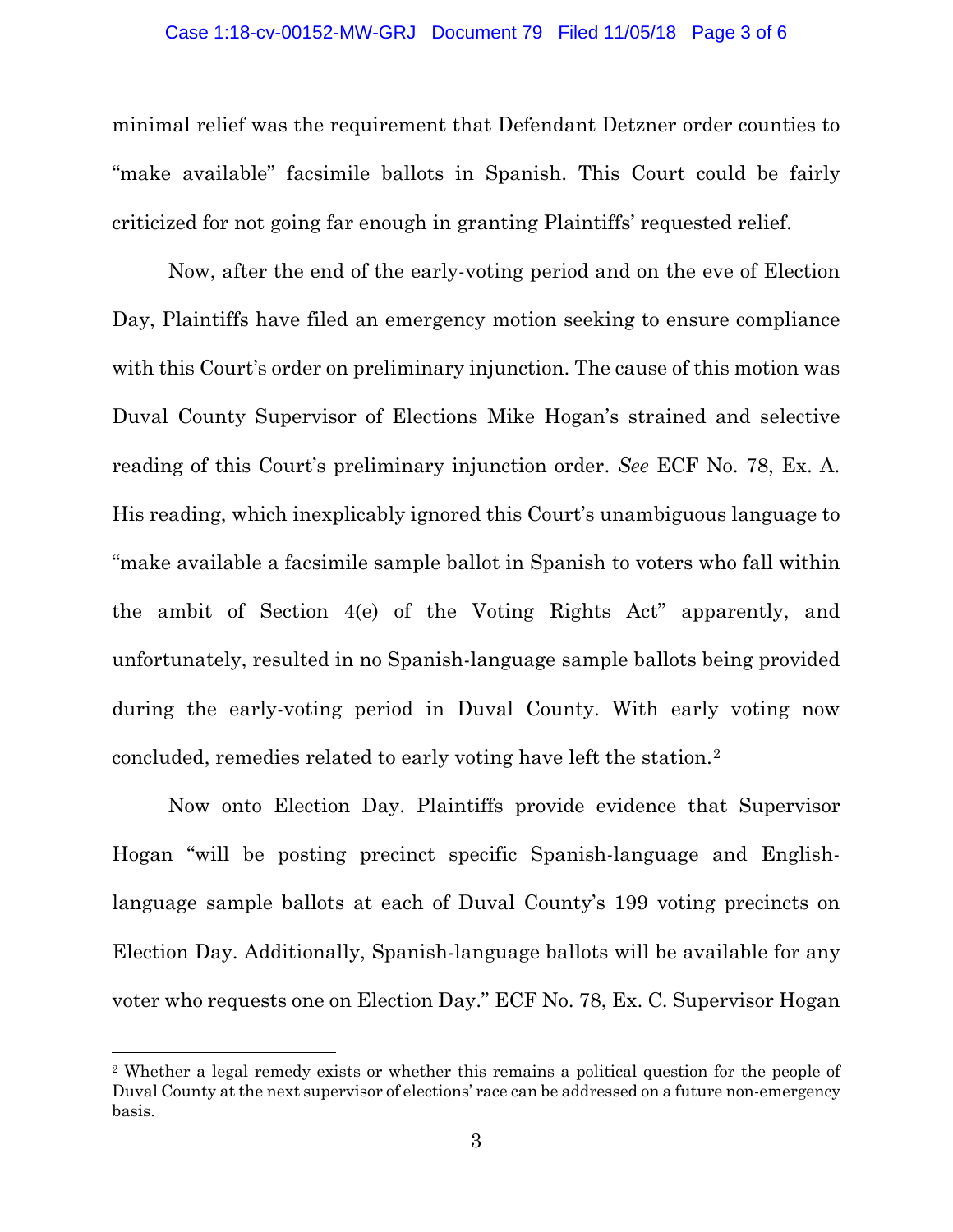minimal relief was the requirement that Defendant Detzner order counties to "make available" facsimile ballots in Spanish. This Court could be fairly criticized for not going far enough in granting Plaintiffs' requested relief.

Now, after the end of the early-voting period and on the eve of Election Day, Plaintiffs have filed an emergency motion seeking to ensure compliance with this Court's order on preliminary injunction. The cause of this motion was Duval County Supervisor of Elections Mike Hogan's strained and selective reading of this Court's preliminary injunction order. *See* ECF No. 78, Ex. A. His reading, which inexplicably ignored this Court's unambiguous language to "make available a facsimile sample ballot in Spanish to voters who fall within the ambit of Section 4(e) of the Voting Rights Act" apparently, and unfortunately, resulted in no Spanish-language sample ballots being provided during the early-voting period in Duval County. With early voting now concluded, remedies related to early voting have left the station.[2]

Now onto Election Day. Plaintiffs provide evidence that Supervisor Hogan "will be posting precinct specific Spanish-language and English-language sample ballots at each of Duval County's 199 voting precincts on Election Day. Additionally, Spanish-language ballots will be available for any voter who requests one on Election Day." ECF No. 78, Ex. C. Supervisor Hogan

---

[2] Whether a legal remedy exists or whether this remains a political question for the people of Duval County at the next supervisor of elections' race can be addressed on a future non-emergency basis.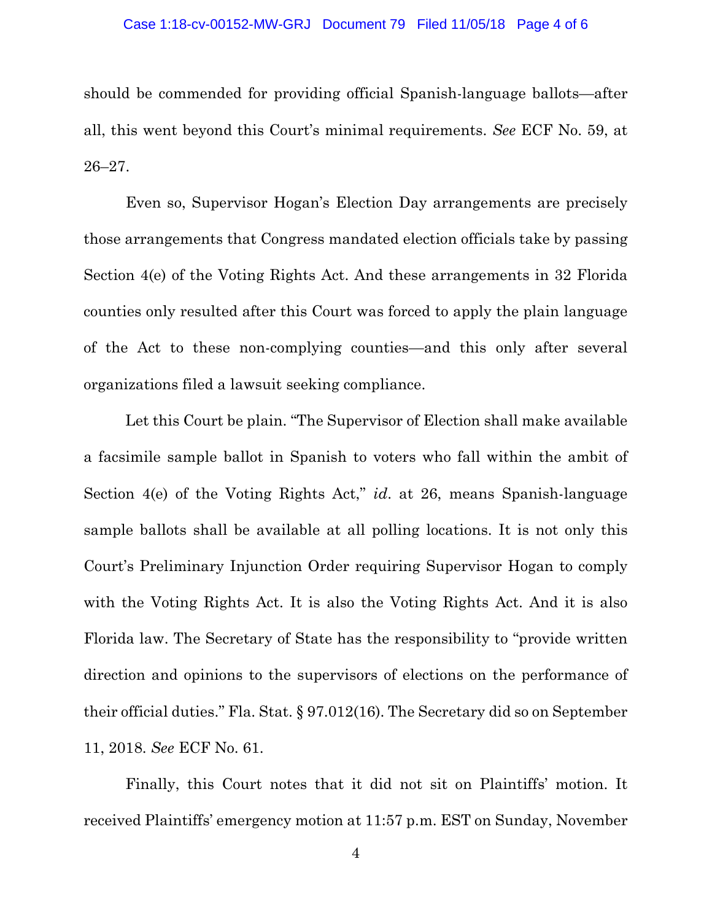should be commended for providing official Spanish-language ballots—after all, this went beyond this Court's minimal requirements. *See* ECF No. 59, at 26–27.

Even so, Supervisor Hogan's Election Day arrangements are precisely those arrangements that Congress mandated election officials take by passing Section 4(e) of the Voting Rights Act. And these arrangements in 32 Florida counties only resulted after this Court was forced to apply the plain language of the Act to these non-complying counties—and this only after several organizations filed a lawsuit seeking compliance.

Let this Court be plain. "The Supervisor of Election shall make available a facsimile sample ballot in Spanish to voters who fall within the ambit of Section 4(e) of the Voting Rights Act," *id*. at 26, means Spanish-language sample ballots shall be available at all polling locations. It is not only this Court's Preliminary Injunction Order requiring Supervisor Hogan to comply with the Voting Rights Act. It is also the Voting Rights Act. And it is also Florida law. The Secretary of State has the responsibility to "provide written direction and opinions to the supervisors of elections on the performance of their official duties." Fla. Stat. § 97.012(16). The Secretary did so on September 11, 2018. *See* ECF No. 61.

Finally, this Court notes that it did not sit on Plaintiffs' motion. It received Plaintiffs' emergency motion at 11:57 p.m. EST on Sunday, November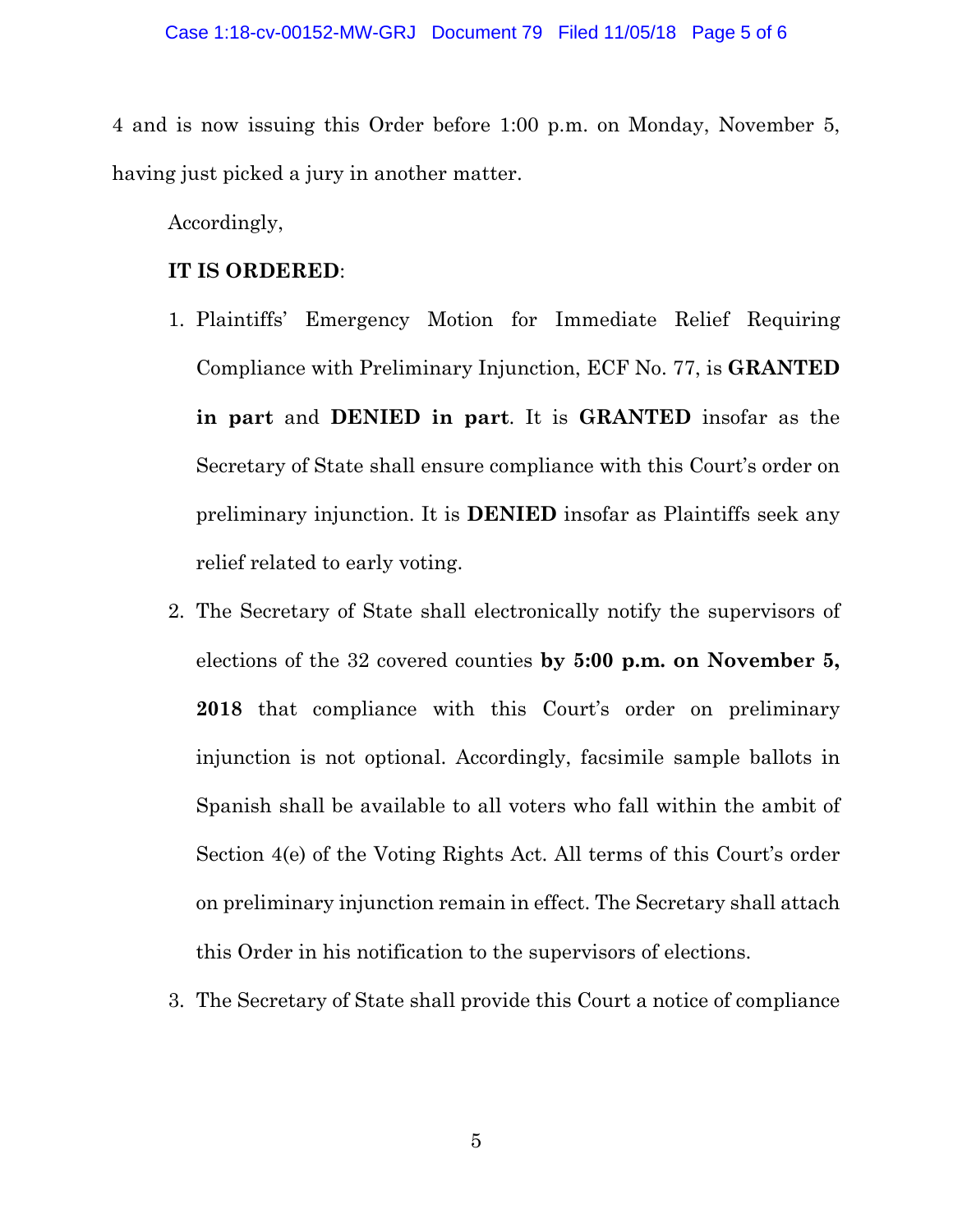4 and is now issuing this Order before 1:00 p.m. on Monday, November 5, having just picked a jury in another matter.

Accordingly,

**IT IS ORDERED**:

1. Plaintiffs' Emergency Motion for Immediate Relief Requiring Compliance with Preliminary Injunction, ECF No. 77, is **GRANTED in part** and **DENIED in part**. It is **GRANTED** insofar as the Secretary of State shall ensure compliance with this Court's order on preliminary injunction. It is **DENIED** insofar as Plaintiffs seek any relief related to early voting.
2. The Secretary of State shall electronically notify the supervisors of elections of the 32 covered counties **by 5:00 p.m. on November 5, 2018** that compliance with this Court's order on preliminary injunction is not optional. Accordingly, facsimile sample ballots in Spanish shall be available to all voters who fall within the ambit of Section 4(e) of the Voting Rights Act. All terms of this Court's order on preliminary injunction remain in effect. The Secretary shall attach this Order in his notification to the supervisors of elections.
3. The Secretary of State shall provide this Court a notice of compliance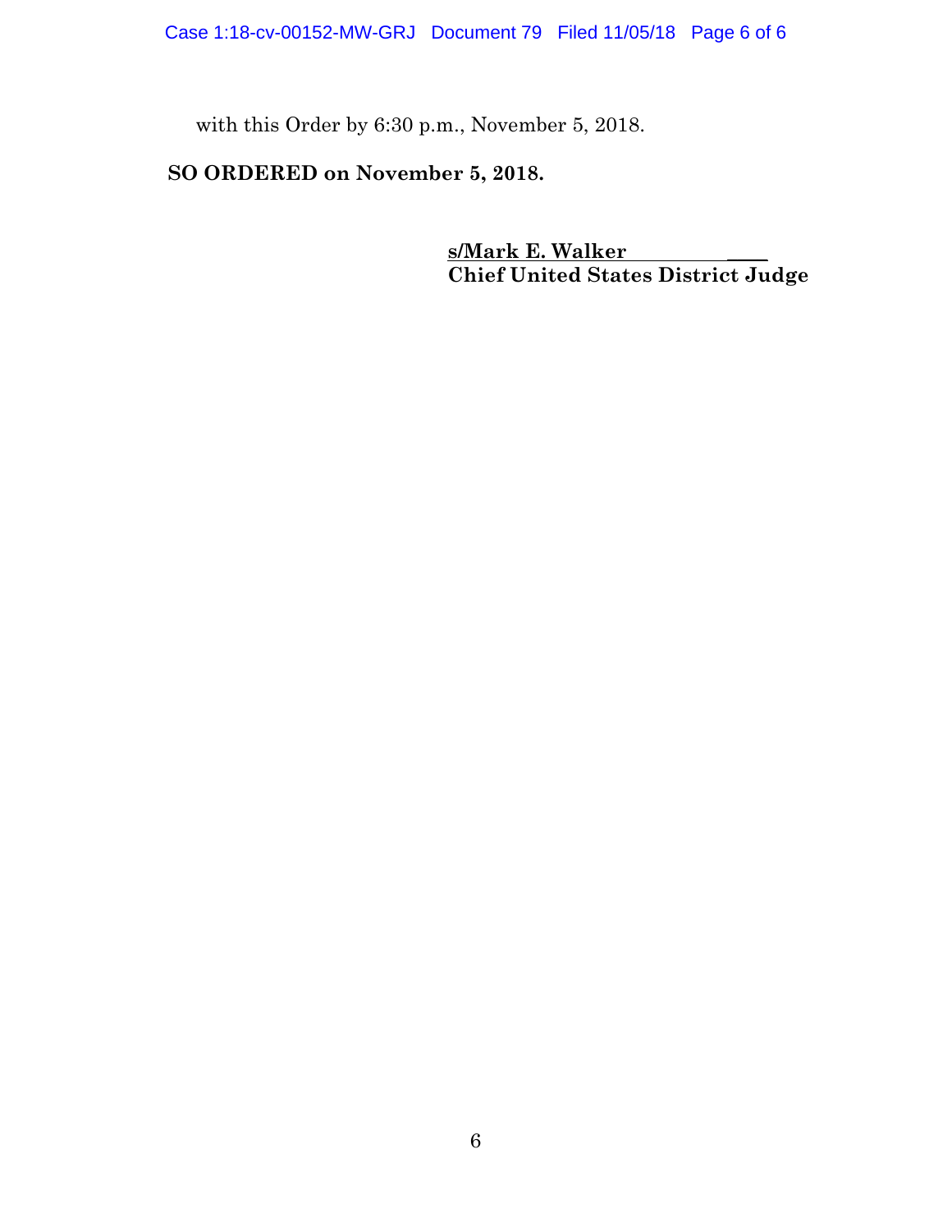with this Order by 6:30 p.m., November 5, 2018.

**SO ORDERED on November 5, 2018.**

**s/Mark E. Walker**
**Chief United States District Judge**